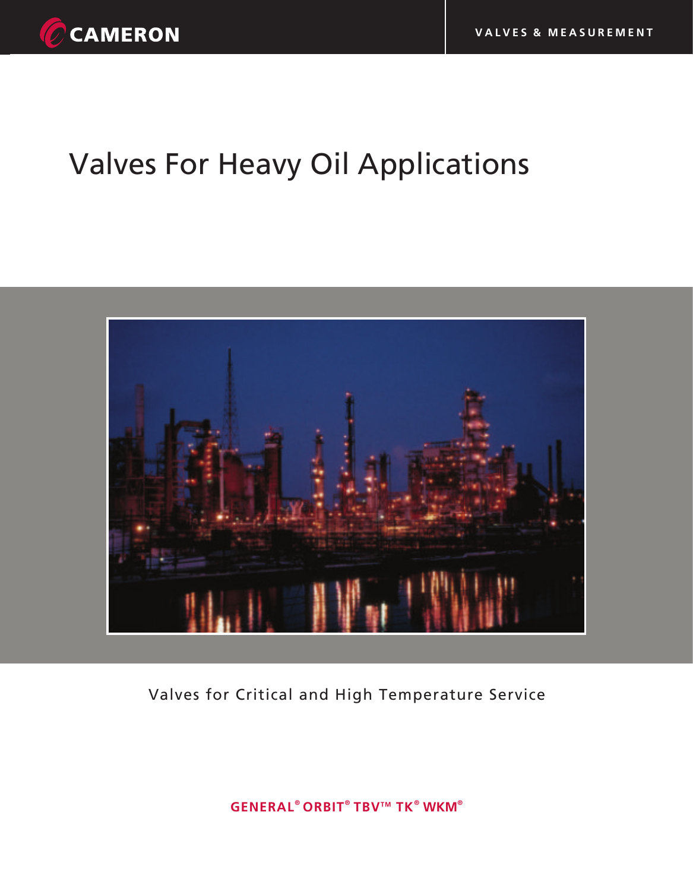CAMERON

VALVES & MEASUREMENT

# Valves For Heavy Oil Applications

Valves for Critical and High Temperature Service

**GENERAL® ORBIT® TBV™ TK® WKM®**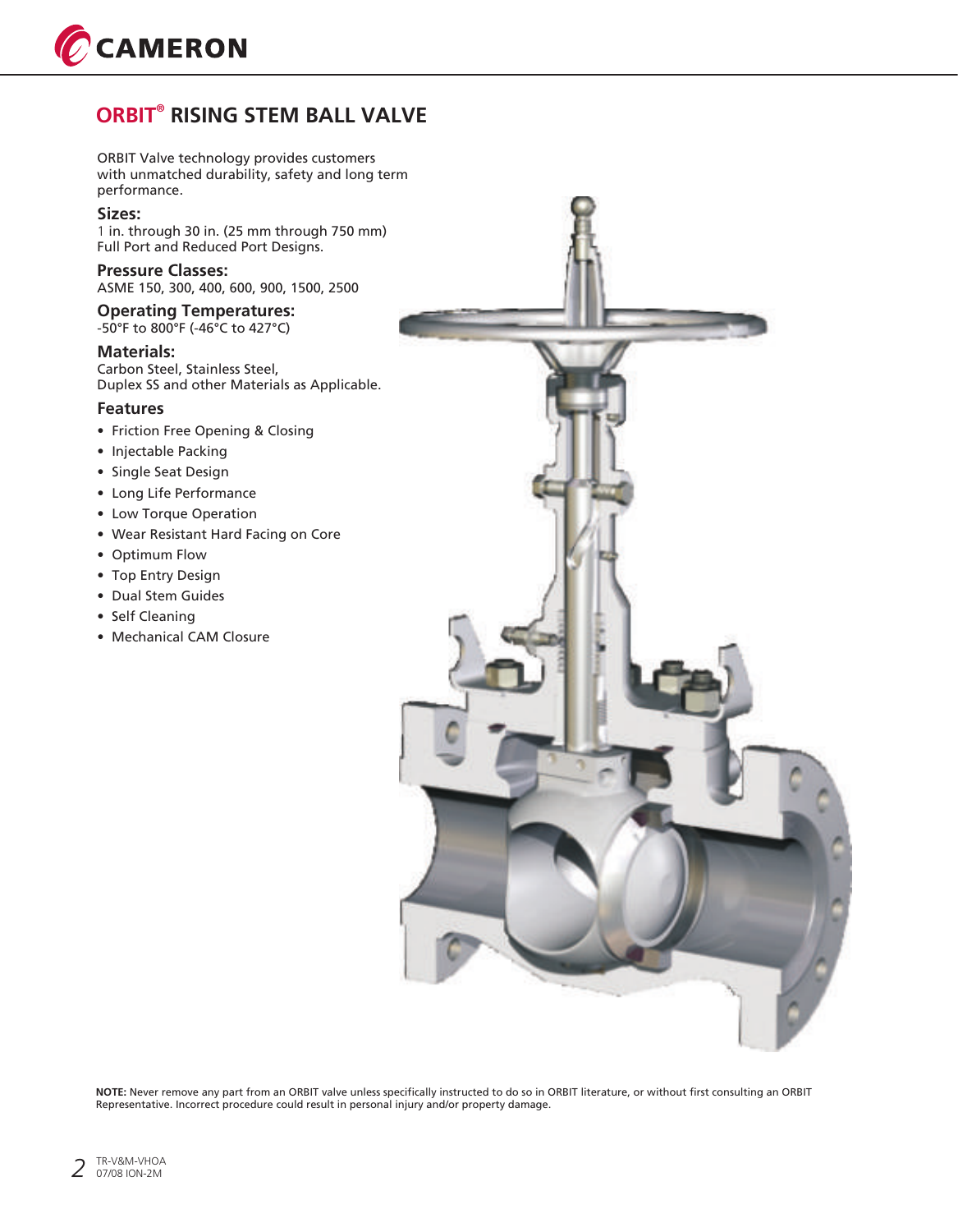# ORBIT® RISING STEM BALL VALVE

ORBIT Valve technology provides customers with unmatched durability, safety and long term performance.

### Sizes:

1 in. through 30 in. (25 mm through 750 mm)
Full Port and Reduced Port Designs.

### Pressure Classes:

ASME 150, 300, 400, 600, 900, 1500, 2500

### Operating Temperatures:

-50°F to 800°F (-46°C to 427°C)

### Materials:

Carbon Steel, Stainless Steel,
Duplex SS and other Materials as Applicable.

### Features

- Friction Free Opening & Closing
- Injectable Packing
- Single Seat Design
- Long Life Performance
- Low Torque Operation
- Wear Resistant Hard Facing on Core
- Optimum Flow
- Top Entry Design
- Dual Stem Guides
- Self Cleaning
- Mechanical CAM Closure

**NOTE:** Never remove any part from an ORBIT valve unless specifically instructed to do so in ORBIT literature, or without first consulting an ORBIT Representative. Incorrect procedure could result in personal injury and/or property damage.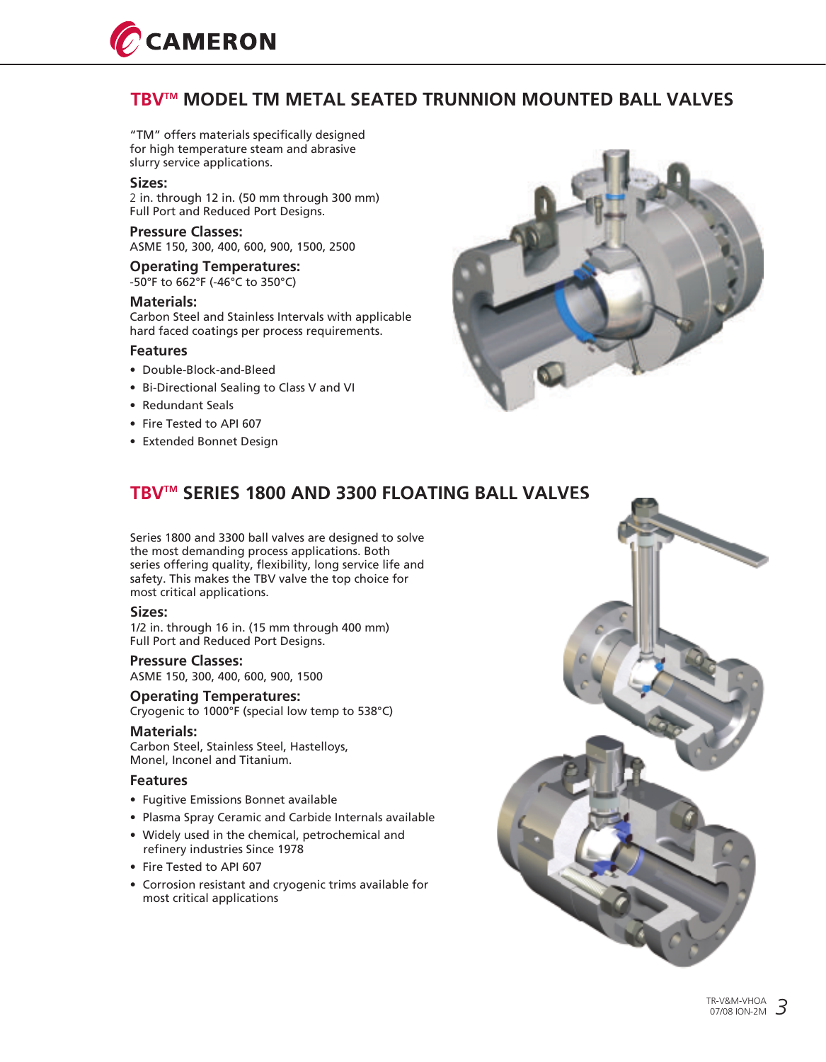## TBV™ MODEL TM METAL SEATED TRUNNION MOUNTED BALL VALVES

"TM" offers materials specifically designed for high temperature steam and abrasive slurry service applications.

### Sizes:

2 in. through 12 in. (50 mm through 300 mm)
Full Port and Reduced Port Designs.

### Pressure Classes:

ASME 150, 300, 400, 600, 900, 1500, 2500

### Operating Temperatures:

-50°F to 662°F (-46°C to 350°C)

### Materials:

Carbon Steel and Stainless Intervals with applicable hard faced coatings per process requirements.

### Features

- Double-Block-and-Bleed
- Bi-Directional Sealing to Class V and VI
- Redundant Seals
- Fire Tested to API 607
- Extended Bonnet Design

## TBV™ SERIES 1800 AND 3300 FLOATING BALL VALVES

Series 1800 and 3300 ball valves are designed to solve the most demanding process applications. Both series offering quality, flexibility, long service life and safety. This makes the TBV valve the top choice for most critical applications.

### Sizes:

1/2 in. through 16 in. (15 mm through 400 mm)
Full Port and Reduced Port Designs.

### Pressure Classes:

ASME 150, 300, 400, 600, 900, 1500

### Operating Temperatures:

Cryogenic to 1000°F (special low temp to 538°C)

### Materials:

Carbon Steel, Stainless Steel, Hastelloys, Monel, Inconel and Titanium.

### Features

- Fugitive Emissions Bonnet available
- Plasma Spray Ceramic and Carbide Internals available
- Widely used in the chemical, petrochemical and refinery industries Since 1978
- Fire Tested to API 607
- Corrosion resistant and cryogenic trims available for most critical applications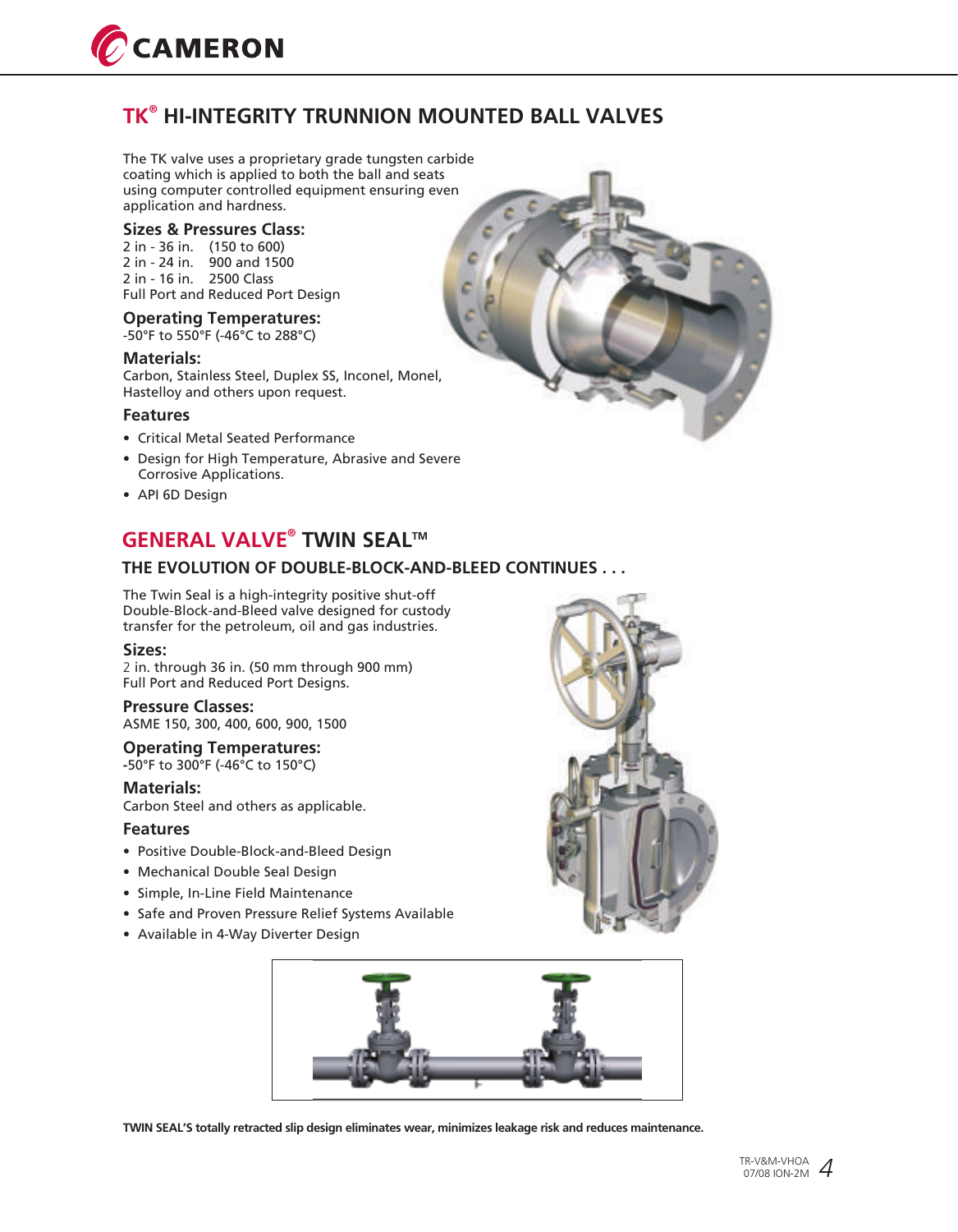# TK® HI-INTEGRITY TRUNNION MOUNTED BALL VALVES

The TK valve uses a proprietary grade tungsten carbide coating which is applied to both the ball and seats using computer controlled equipment ensuring even application and hardness.

### Sizes & Pressures Class:

2 in - 36 in. (150 to 600)
2 in - 24 in. 900 and 1500
2 in - 16 in. 2500 Class
Full Port and Reduced Port Design

### Operating Temperatures:

-50°F to 550°F (-46°C to 288°C)

### Materials:

Carbon, Stainless Steel, Duplex SS, Inconel, Monel, Hastelloy and others upon request.

### Features

- Critical Metal Seated Performance
- Design for High Temperature, Abrasive and Severe Corrosive Applications.
- API 6D Design

# GENERAL VALVE® TWIN SEAL™

## THE EVOLUTION OF DOUBLE-BLOCK-AND-BLEED CONTINUES . . .

The Twin Seal is a high-integrity positive shut-off Double-Block-and-Bleed valve designed for custody transfer for the petroleum, oil and gas industries.

### Sizes:

2 in. through 36 in. (50 mm through 900 mm)
Full Port and Reduced Port Designs.

### Pressure Classes:

ASME 150, 300, 400, 600, 900, 1500

### Operating Temperatures:

-50°F to 300°F (-46°C to 150°C)

### Materials:

Carbon Steel and others as applicable.

### Features

- Positive Double-Block-and-Bleed Design
- Mechanical Double Seal Design
- Simple, In-Line Field Maintenance
- Safe and Proven Pressure Relief Systems Available
- Available in 4-Way Diverter Design

**TWIN SEAL'S totally retracted slip design eliminates wear, minimizes leakage risk and reduces maintenance.**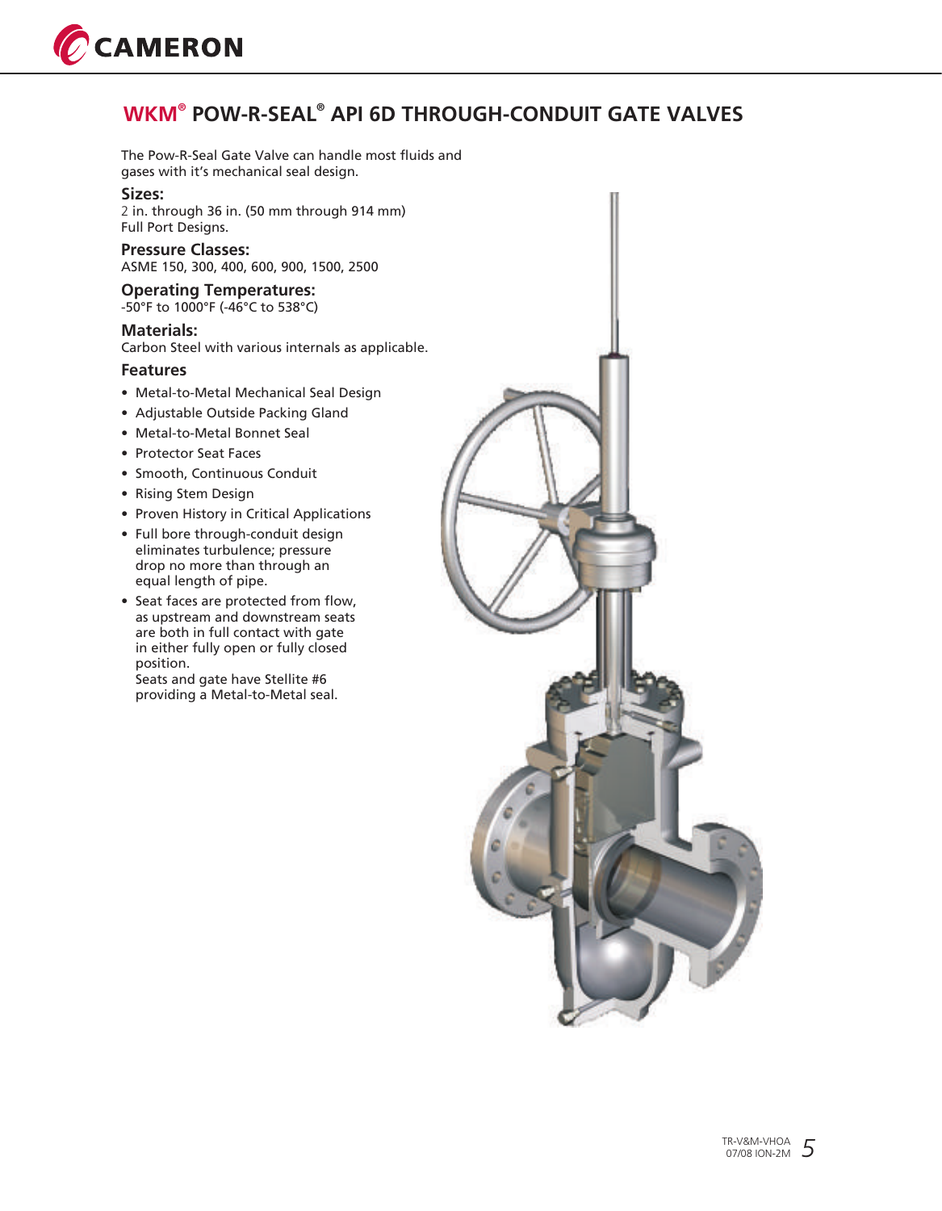# WKM® POW-R-SEAL® API 6D THROUGH-CONDUIT GATE VALVES

The Pow-R-Seal Gate Valve can handle most fluids and gases with it's mechanical seal design.

### Sizes:

2 in. through 36 in. (50 mm through 914 mm)
Full Port Designs.

### Pressure Classes:

ASME 150, 300, 400, 600, 900, 1500, 2500

### Operating Temperatures:

-50°F to 1000°F (-46°C to 538°C)

### Materials:

Carbon Steel with various internals as applicable.

### Features

- Metal-to-Metal Mechanical Seal Design
- Adjustable Outside Packing Gland
- Metal-to-Metal Bonnet Seal
- Protector Seat Faces
- Smooth, Continuous Conduit
- Rising Stem Design
- Proven History in Critical Applications
- Full bore through-conduit design eliminates turbulence; pressure drop no more than through an equal length of pipe.
- Seat faces are protected from flow, as upstream and downstream seats are both in full contact with gate in either fully open or fully closed position.
  Seats and gate have Stellite #6 providing a Metal-to-Metal seal.

TR-V&M-VHOA
07/08 ION-2M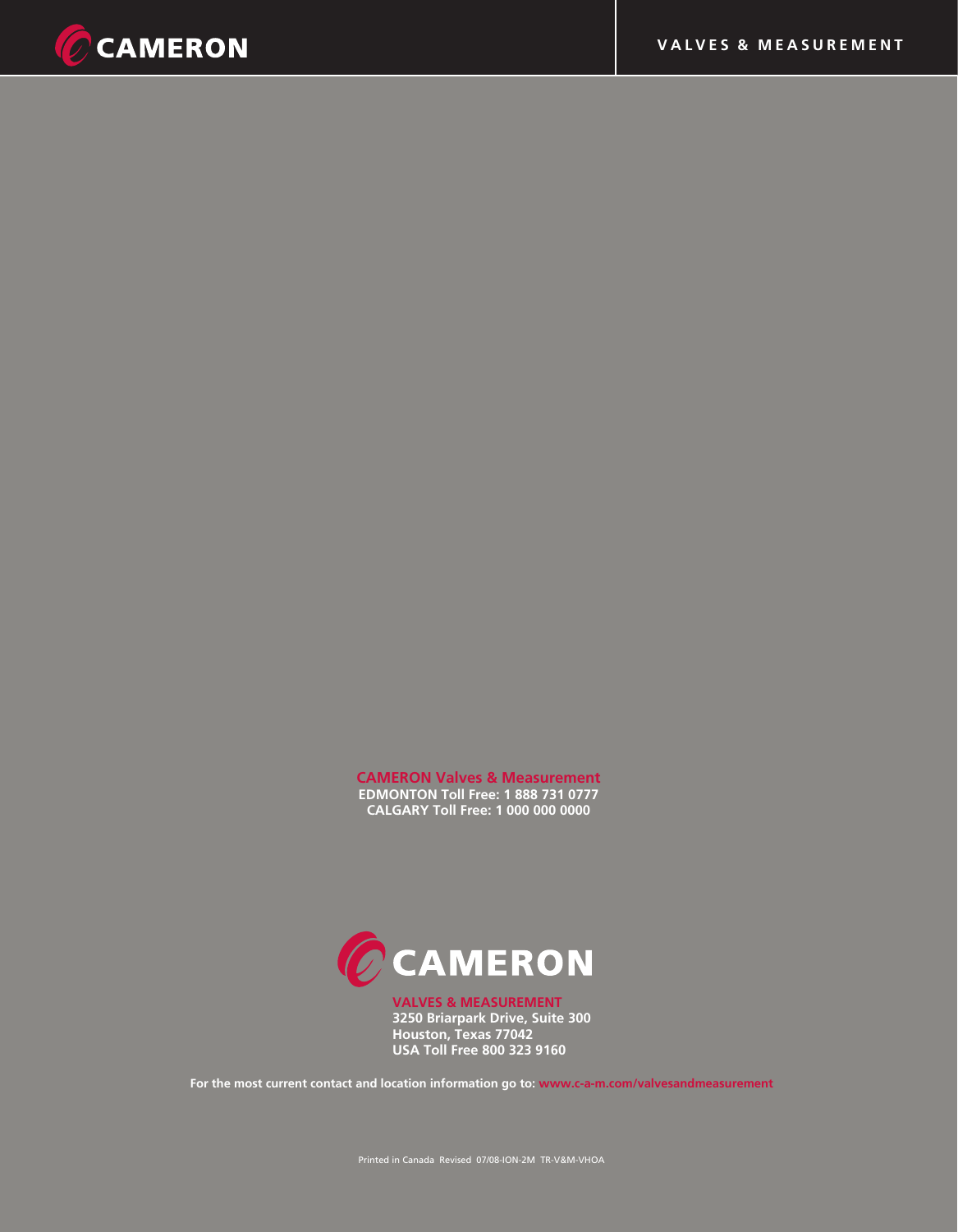**CAMERON Valves & Measurement**
**EDMONTON Toll Free: 1 888 731 0777**
**CALGARY Toll Free: 1 000 000 0000**

CAMERON

**VALVES & MEASUREMENT**
**3250 Briarpark Drive, Suite 300**
**Houston, Texas 77042**
**USA Toll Free 800 323 9160**

**For the most current contact and location information go to: www.c-a-m.com/valvesandmeasurement**

Printed in Canada Revised 07/08-ION-2M TR-V&M-VHOA